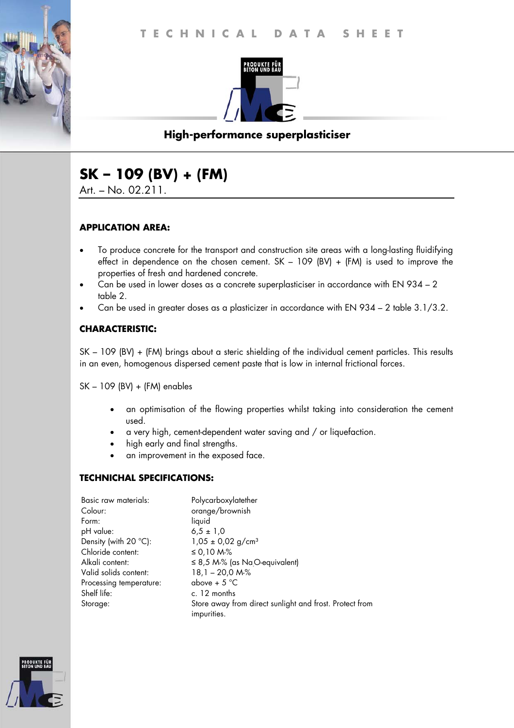TECHNICAL DATA SHEET

PRODUKTE FÜR BETON UND BAU

## High-performance superplasticiser

# SK – 109 (BV) + (FM)

Art. – No. 02.211.

### APPLICATION AREA:

- To produce concrete for the transport and construction site areas with a long-lasting fluidifying effect in dependence on the chosen cement. SK – 109 (BV) + (FM) is used to improve the properties of fresh and hardened concrete.
- Can be used in lower doses as a concrete superplasticiser in accordance with EN 934 – 2 table 2.
- Can be used in greater doses as a plasticizer in accordance with EN 934 – 2 table 3.1/3.2.

### CHARACTERISTIC:

SK – 109 (BV) + (FM) brings about a steric shielding of the individual cement particles. This results in an even, homogenous dispersed cement paste that is low in internal frictional forces.

SK – 109 (BV) + (FM) enables

- an optimisation of the flowing properties whilst taking into consideration the cement used.
- a very high, cement-dependent water saving and / or liquefaction.
- high early and final strengths.
- an improvement in the exposed face.

### TECHNICHAL SPECIFICATIONS:

| | |
|---|---|
| Basic raw materials: | Polycarboxylatether |
| Colour: | orange/brownish |
| Form: | liquid |
| pH value: | 6,5 ± 1,0 |
| Density (with 20 °C): | 1,05 ± 0,02 g/cm³ |
| Chloride content: | ≤ 0,10 M-% |
| Alkali content: | ≤ 8,5 M-% (as $Na_2O$-equivalent) |
| Valid solids content: | 18,1 – 20,0 M-% |
| Processing temperature: | above + 5 °C |
| Shelf life: | c. 12 months |
| Storage: | Store away from direct sunlight and frost. Protect from impurities. |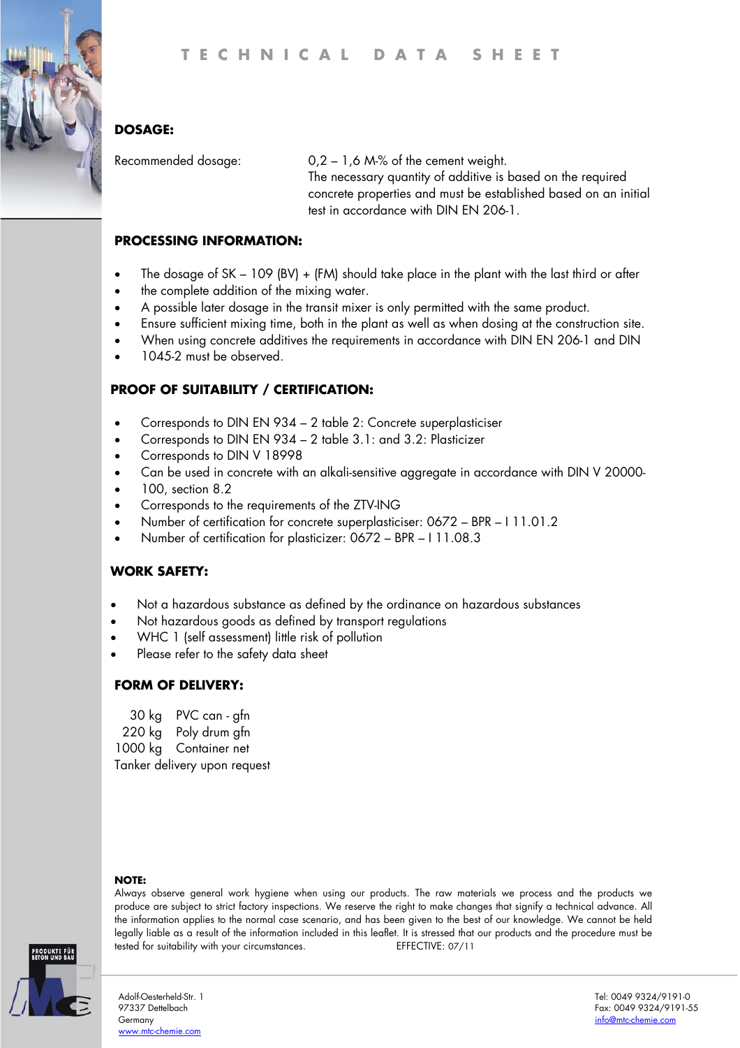# TECHNICAL DATA SHEET

## DOSAGE:

Recommended dosage: 0,2 – 1,6 M-% of the cement weight.
The necessary quantity of additive is based on the required concrete properties and must be established based on an initial test in accordance with DIN EN 206-1.

## PROCESSING INFORMATION:

- The dosage of SK – 109 (BV) + (FM) should take place in the plant with the last third or after
- the complete addition of the mixing water.
- A possible later dosage in the transit mixer is only permitted with the same product.
- Ensure sufficient mixing time, both in the plant as well as when dosing at the construction site.
- When using concrete additives the requirements in accordance with DIN EN 206-1 and DIN
- 1045-2 must be observed.

## PROOF OF SUITABILITY / CERTIFICATION:

- Corresponds to DIN EN 934 – 2 table 2: Concrete superplasticiser
- Corresponds to DIN EN 934 – 2 table 3.1: and 3.2: Plasticizer
- Corresponds to DIN V 18998
- Can be used in concrete with an alkali-sensitive aggregate in accordance with DIN V 20000-
- 100, section 8.2
- Corresponds to the requirements of the ZTV-ING
- Number of certification for concrete superplasticiser: 0672 – BPR – I 11.01.2
- Number of certification for plasticizer: 0672 – BPR – I 11.08.3

## WORK SAFETY:

- Not a hazardous substance as defined by the ordinance on hazardous substances
- Not hazardous goods as defined by transport regulations
- WHC 1 (self assessment) little risk of pollution
- Please refer to the safety data sheet

## FORM OF DELIVERY:

30 kg PVC can - gfn
220 kg Poly drum gfn
1000 kg Container net
Tanker delivery upon request

**NOTE:**
Always observe general work hygiene when using our products. The raw materials we process and the products we produce are subject to strict factory inspections. We reserve the right to make changes that signify a technical advance. All the information applies to the normal case scenario, and has been given to the best of our knowledge. We cannot be held legally liable as a result of the information included in this leaflet. It is stressed that our products and the procedure must be tested for suitability with your circumstances. EFFECTIVE: 07/11

PRODUKTE FÜR BETON UND BAU

Adolf-Oesterheld-Str. 1
97337 Dettelbach
Germany
www.mtc-chemie.com

Tel: 0049 9324/9191-0
Fax: 0049 9324/9191-55
info@mtc-chemie.com